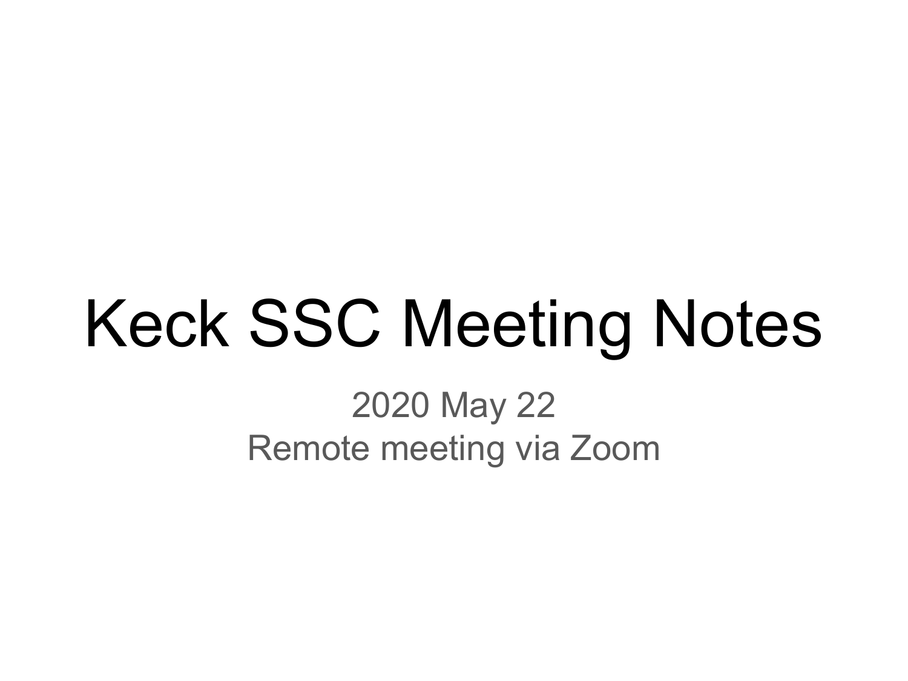# Keck SSC Meeting Notes

2020 May 22

Remote meeting via Zoom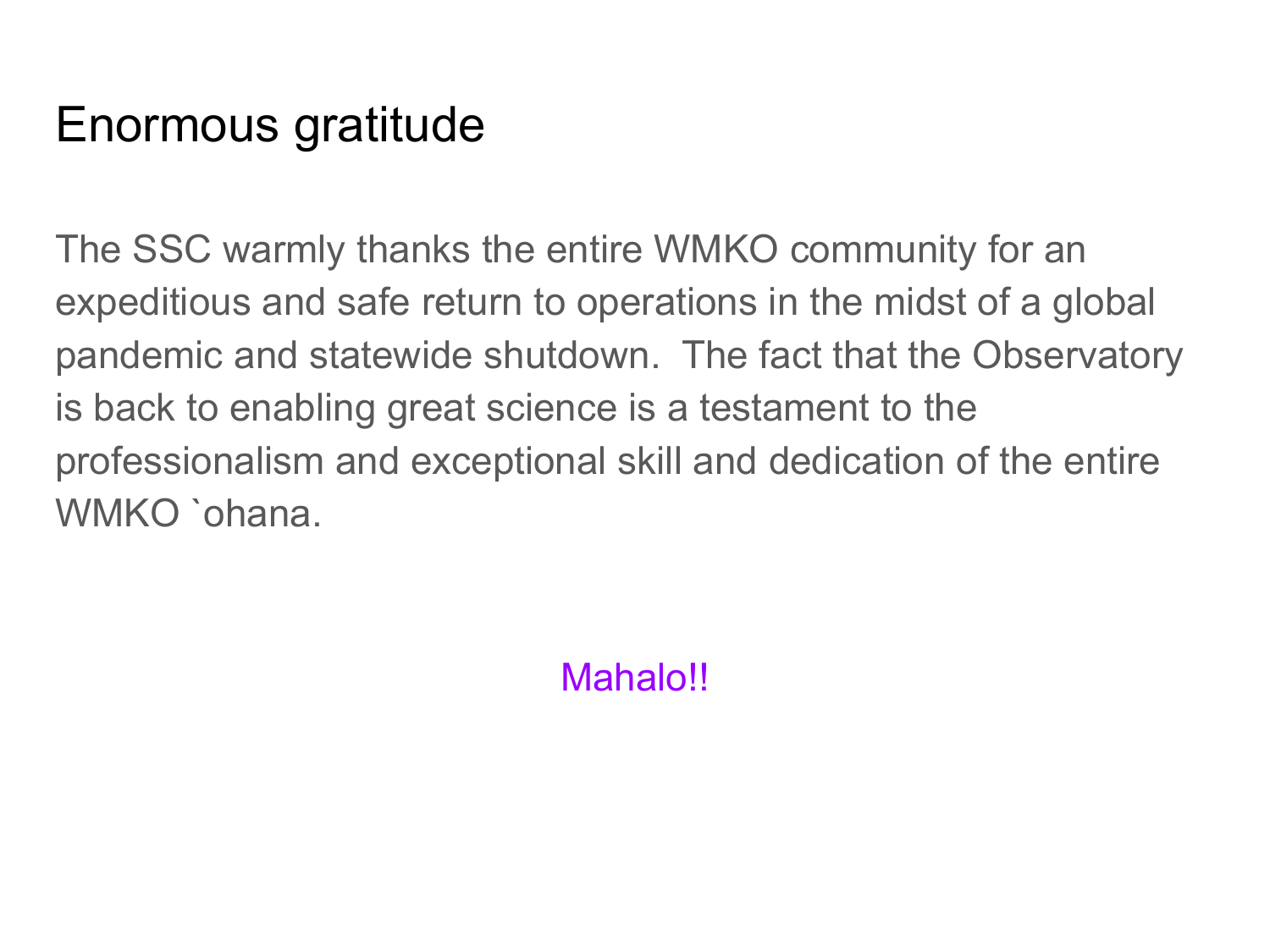# Enormous gratitude

The SSC warmly thanks the entire WMKO community for an expeditious and safe return to operations in the midst of a global pandemic and statewide shutdown.  The fact that the Observatory is back to enabling great science is a testament to the professionalism and exceptional skill and dedication of the entire WMKO `ohana.

Mahalo!!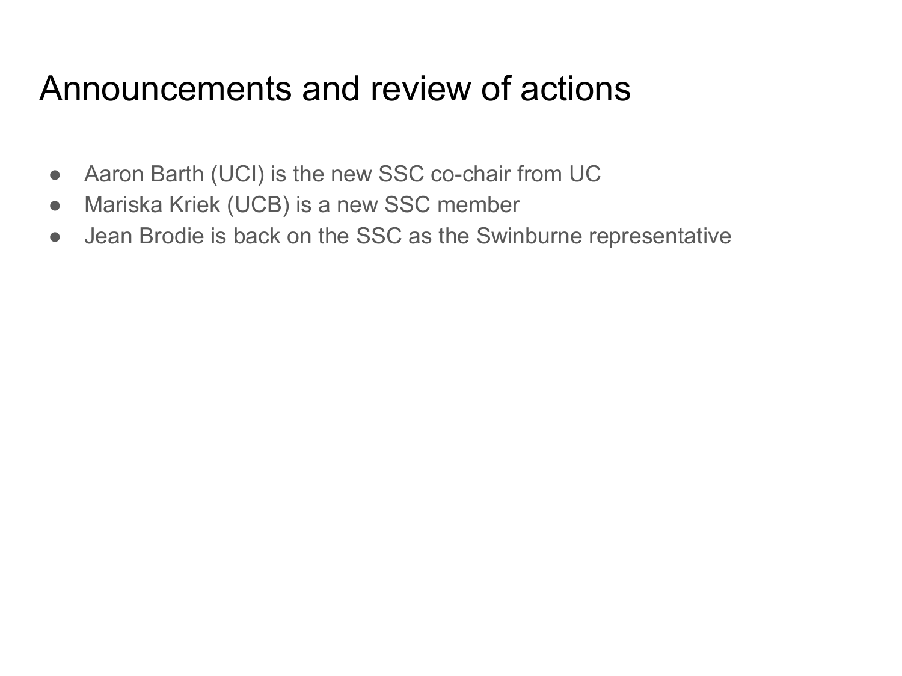# Announcements and review of actions

- Aaron Barth (UCI) is the new SSC co-chair from UC
- Mariska Kriek (UCB) is a new SSC member
- Jean Brodie is back on the SSC as the Swinburne representative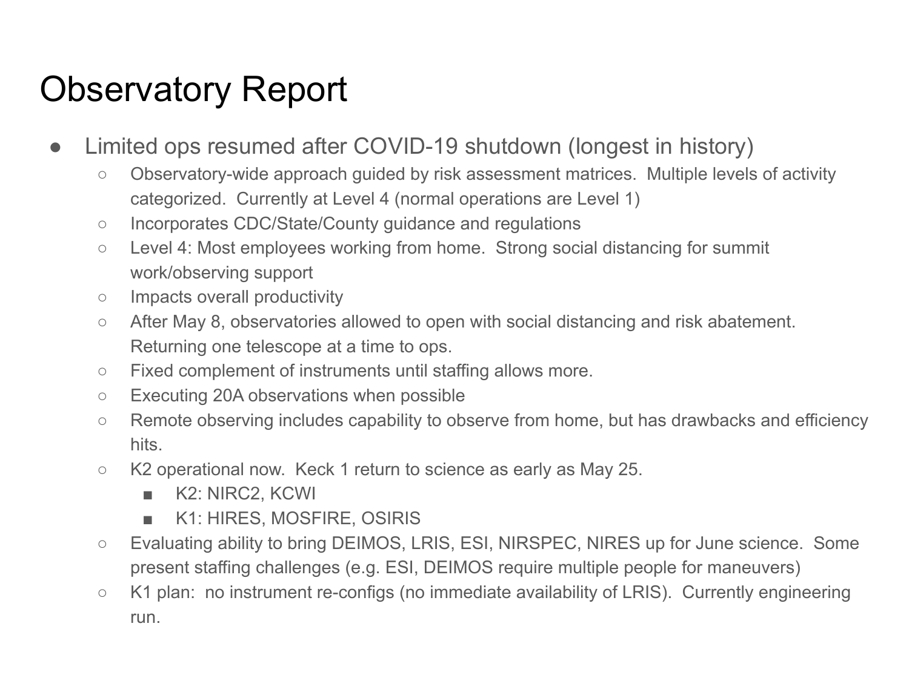# Observatory Report

- Limited ops resumed after COVID-19 shutdown (longest in history)
  - Observatory-wide approach guided by risk assessment matrices. Multiple levels of activity categorized. Currently at Level 4 (normal operations are Level 1)
  - Incorporates CDC/State/County guidance and regulations
  - Level 4: Most employees working from home. Strong social distancing for summit work/observing support
  - Impacts overall productivity
  - After May 8, observatories allowed to open with social distancing and risk abatement. Returning one telescope at a time to ops.
  - Fixed complement of instruments until staffing allows more.
  - Executing 20A observations when possible
  - Remote observing includes capability to observe from home, but has drawbacks and efficiency hits.
  - K2 operational now. Keck 1 return to science as early as May 25.
    - K2: NIRC2, KCWI
    - K1: HIRES, MOSFIRE, OSIRIS
  - Evaluating ability to bring DEIMOS, LRIS, ESI, NIRSPEC, NIRES up for June science. Some present staffing challenges (e.g. ESI, DEIMOS require multiple people for maneuvers)
  - K1 plan: no instrument re-configs (no immediate availability of LRIS). Currently engineering run.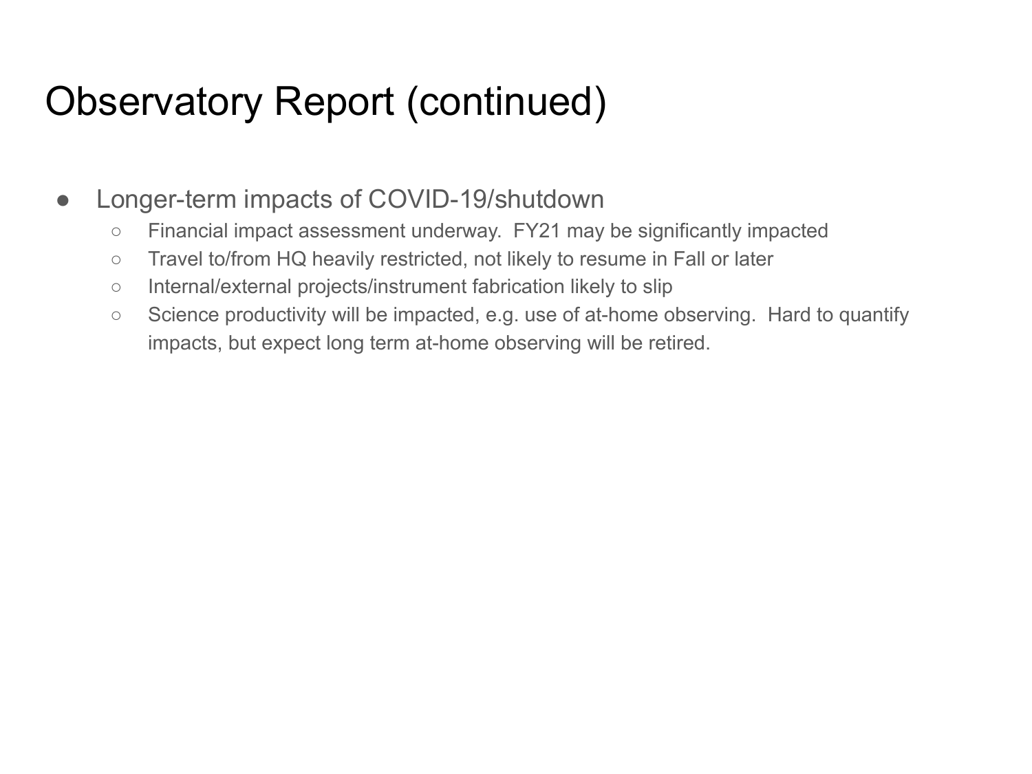# Observatory Report (continued)

- Longer-term impacts of COVID-19/shutdown
  - Financial impact assessment underway.  FY21 may be significantly impacted
  - Travel to/from HQ heavily restricted, not likely to resume in Fall or later
  - Internal/external projects/instrument fabrication likely to slip
  - Science productivity will be impacted, e.g. use of at-home observing.  Hard to quantify impacts, but expect long term at-home observing will be retired.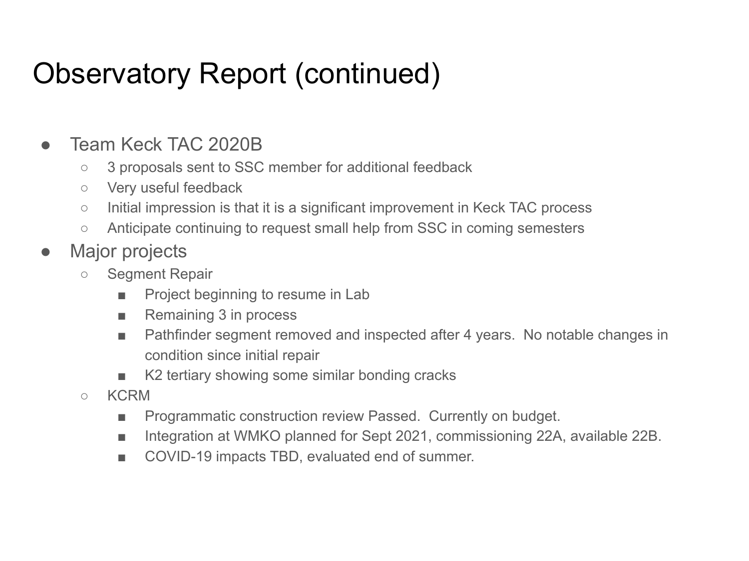# Observatory Report (continued)

- Team Keck TAC 2020B
  - 3 proposals sent to SSC member for additional feedback
  - Very useful feedback
  - Initial impression is that it is a significant improvement in Keck TAC process
  - Anticipate continuing to request small help from SSC in coming semesters
- Major projects
  - Segment Repair
    - Project beginning to resume in Lab
    - Remaining 3 in process
    - Pathfinder segment removed and inspected after 4 years. No notable changes in condition since initial repair
    - K2 tertiary showing some similar bonding cracks
  - KCRM
    - Programmatic construction review Passed. Currently on budget.
    - Integration at WMKO planned for Sept 2021, commissioning 22A, available 22B.
    - COVID-19 impacts TBD, evaluated end of summer.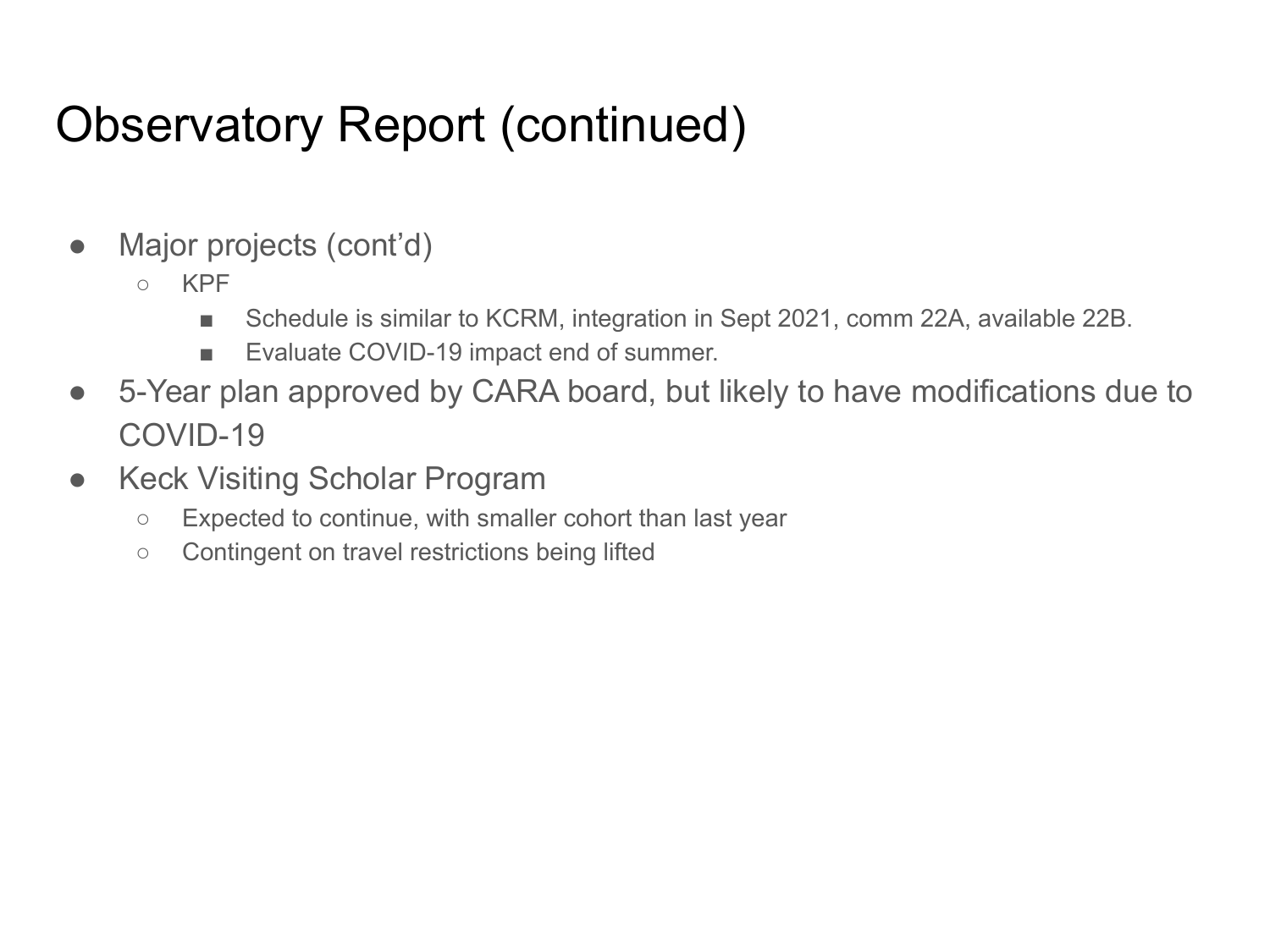# Observatory Report (continued)

- Major projects (cont'd)
  - KPF
    - Schedule is similar to KCRM, integration in Sept 2021, comm 22A, available 22B.
    - Evaluate COVID-19 impact end of summer.
- 5-Year plan approved by CARA board, but likely to have modifications due to COVID-19
- Keck Visiting Scholar Program
  - Expected to continue, with smaller cohort than last year
  - Contingent on travel restrictions being lifted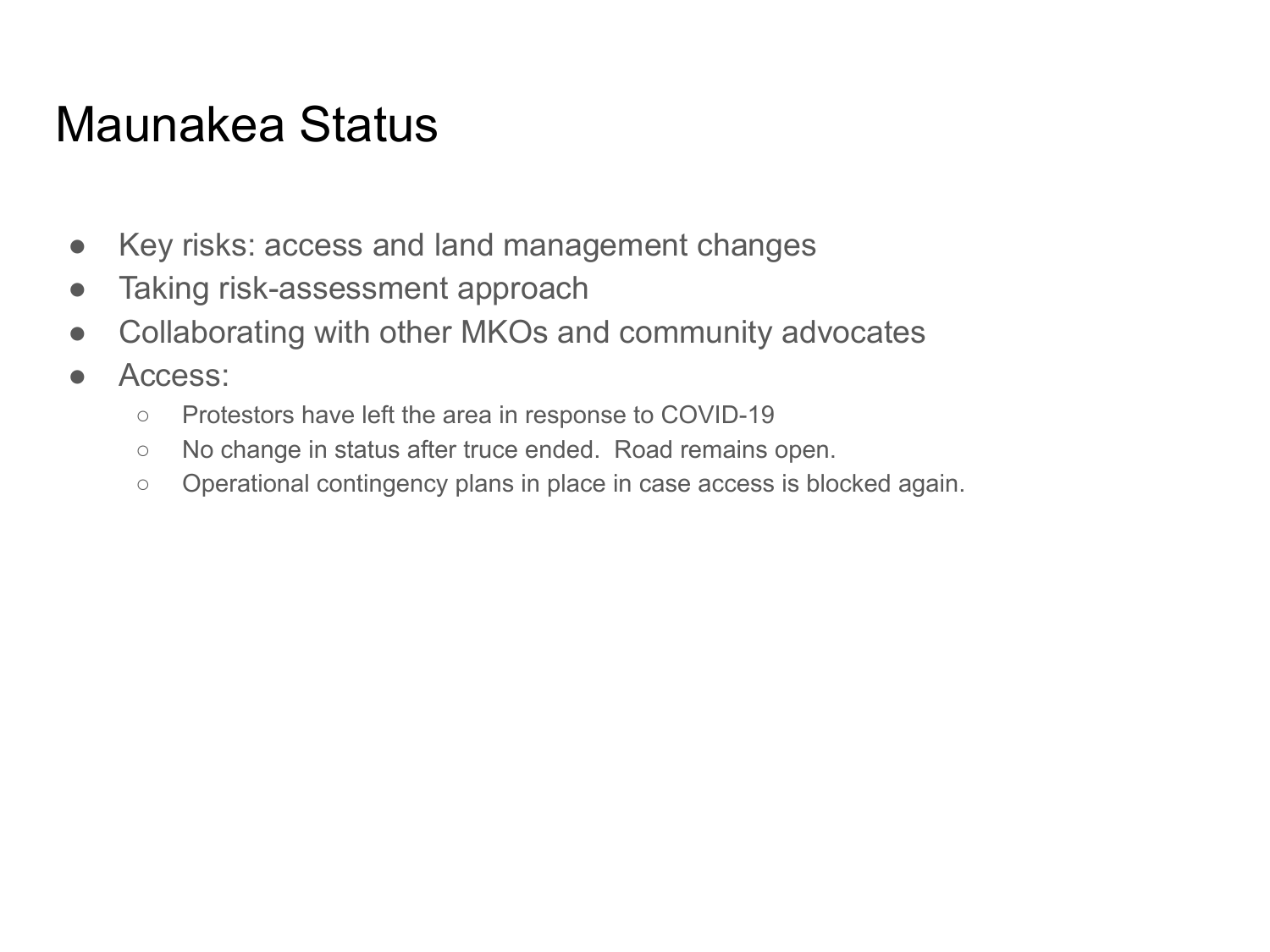# Maunakea Status

- Key risks: access and land management changes
- Taking risk-assessment approach
- Collaborating with other MKOs and community advocates
- Access:
  - Protestors have left the area in response to COVID-19
  - No change in status after truce ended.  Road remains open.
  - Operational contingency plans in place in case access is blocked again.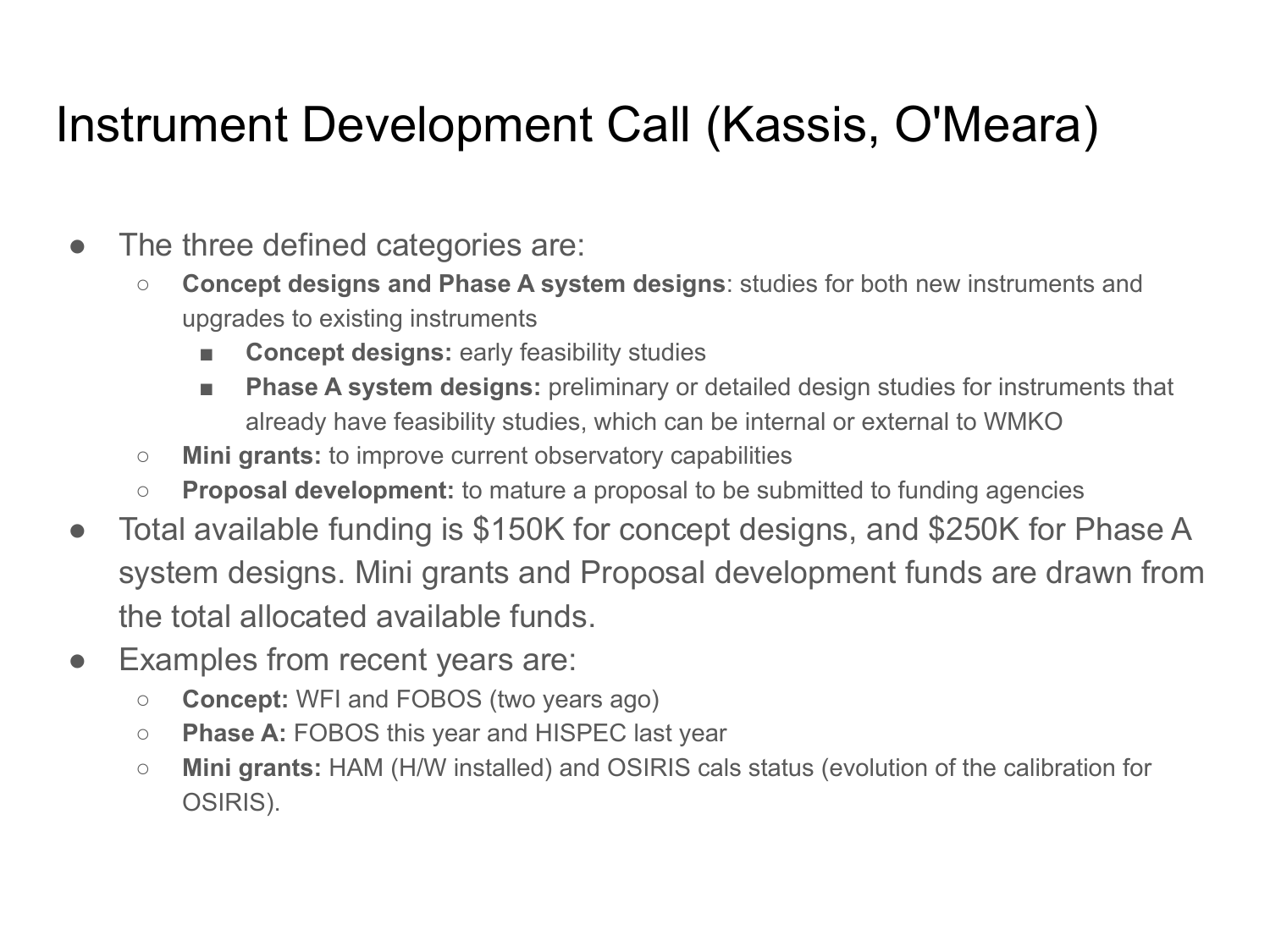# Instrument Development Call (Kassis, O'Meara)

- The three defined categories are:
  - **Concept designs and Phase A system designs**: studies for both new instruments and upgrades to existing instruments
    - **Concept designs:** early feasibility studies
    - **Phase A system designs:** preliminary or detailed design studies for instruments that already have feasibility studies, which can be internal or external to WMKO
  - **Mini grants:** to improve current observatory capabilities
  - **Proposal development:** to mature a proposal to be submitted to funding agencies
- Total available funding is $150K for concept designs, and $250K for Phase A system designs. Mini grants and Proposal development funds are drawn from the total allocated available funds.
- Examples from recent years are:
  - **Concept:** WFI and FOBOS (two years ago)
  - **Phase A:** FOBOS this year and HISPEC last year
  - **Mini grants:** HAM (H/W installed) and OSIRIS cals status (evolution of the calibration for OSIRIS).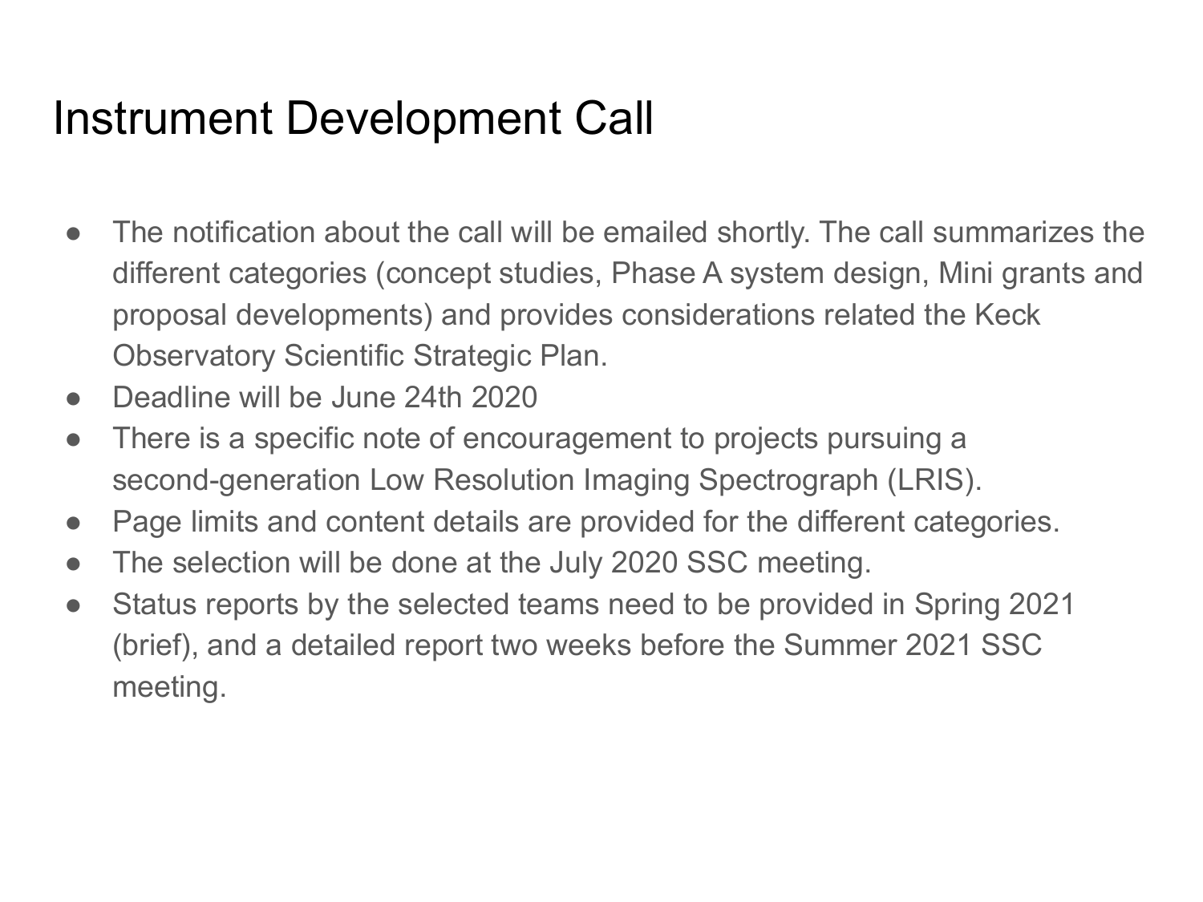# Instrument Development Call

- The notification about the call will be emailed shortly. The call summarizes the different categories (concept studies, Phase A system design, Mini grants and proposal developments) and provides considerations related the Keck Observatory Scientific Strategic Plan.
- Deadline will be June 24th 2020
- There is a specific note of encouragement to projects pursuing a second-generation Low Resolution Imaging Spectrograph (LRIS).
- Page limits and content details are provided for the different categories.
- The selection will be done at the July 2020 SSC meeting.
- Status reports by the selected teams need to be provided in Spring 2021 (brief), and a detailed report two weeks before the Summer 2021 SSC meeting.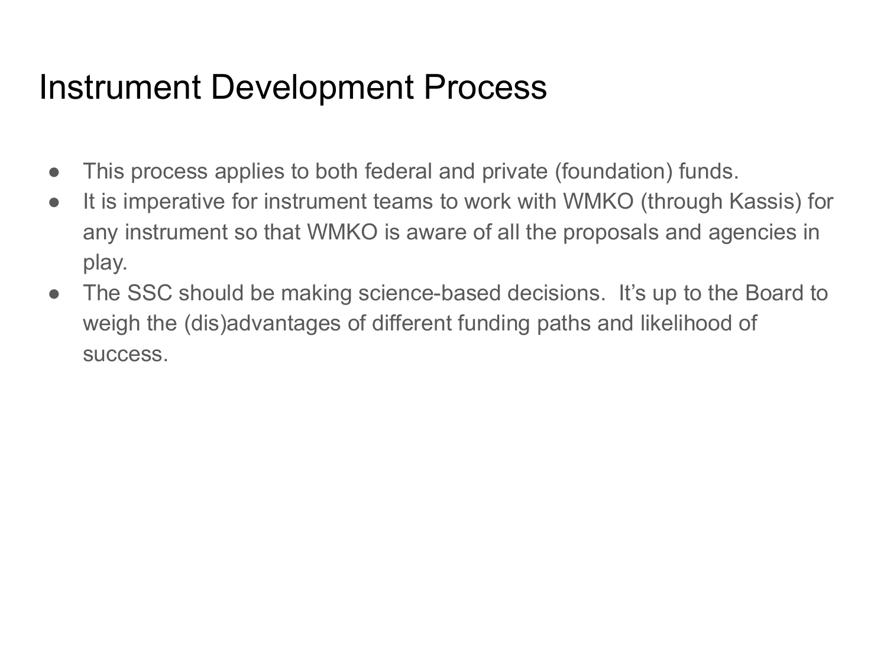# Instrument Development Process

- This process applies to both federal and private (foundation) funds.
- It is imperative for instrument teams to work with WMKO (through Kassis) for any instrument so that WMKO is aware of all the proposals and agencies in play.
- The SSC should be making science-based decisions. It's up to the Board to weigh the (dis)advantages of different funding paths and likelihood of success.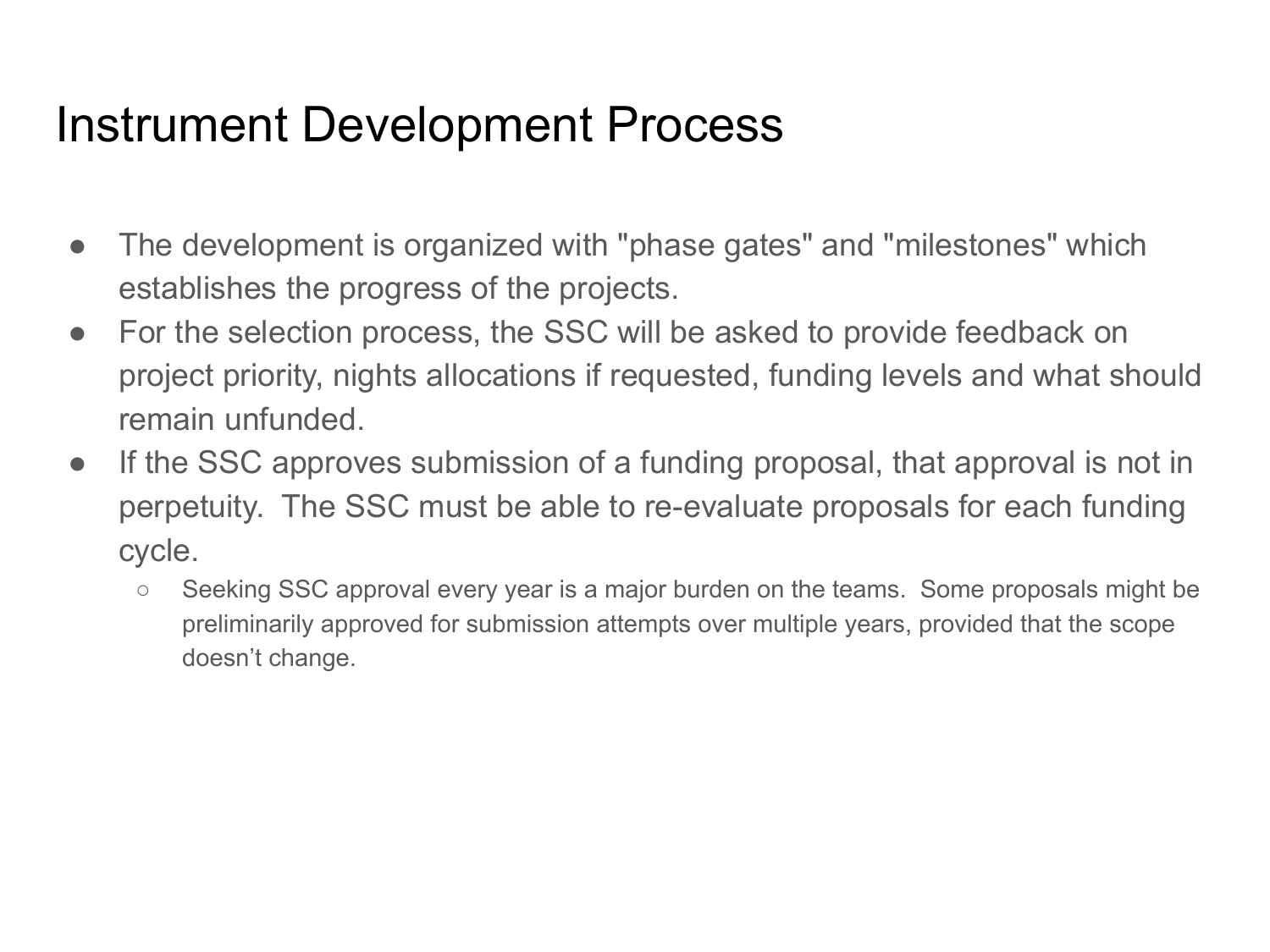# Instrument Development Process

- The development is organized with "phase gates" and "milestones" which establishes the progress of the projects.
- For the selection process, the SSC will be asked to provide feedback on project priority, nights allocations if requested, funding levels and what should remain unfunded.
- If the SSC approves submission of a funding proposal, that approval is not in perpetuity. The SSC must be able to re-evaluate proposals for each funding cycle.
  - Seeking SSC approval every year is a major burden on the teams. Some proposals might be preliminarily approved for submission attempts over multiple years, provided that the scope doesn't change.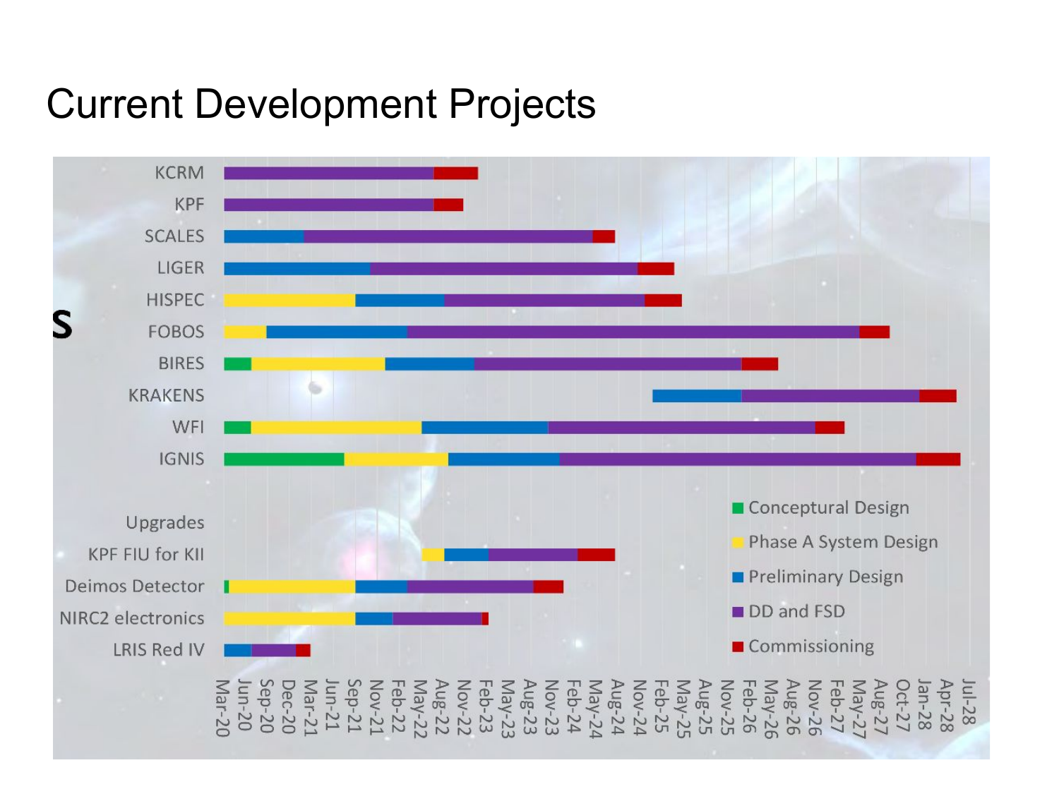# Current Development Projects

KCRM
KPF
SCALES
LIGER
HISPEC
FOBOS
BIRES
KRAKENS
WFI
IGNIS

Upgrades
KPF FIU for KII
Deimos Detector
NIRC2 electronics
LRIS Red IV

- Conceptual Design
- Phase A System Design
- Preliminary Design
- DD and FSD
- Commissioning

Mar-20, Jun-20, Sep-20, Dec-20, Mar-21, Jun-21, Sep-21, Nov-21, Feb-22, May-22, Aug-22, Nov-22, Feb-23, May-23, Aug-23, Nov-23, Feb-24, May-24, Aug-24, Nov-24, Feb-25, May-25, Aug-25, Nov-25, Feb-26, May-26, Aug-26, Nov-26, Feb-27, May-27, Aug-27, Oct-27, Jan-28, Apr-28, Jul-28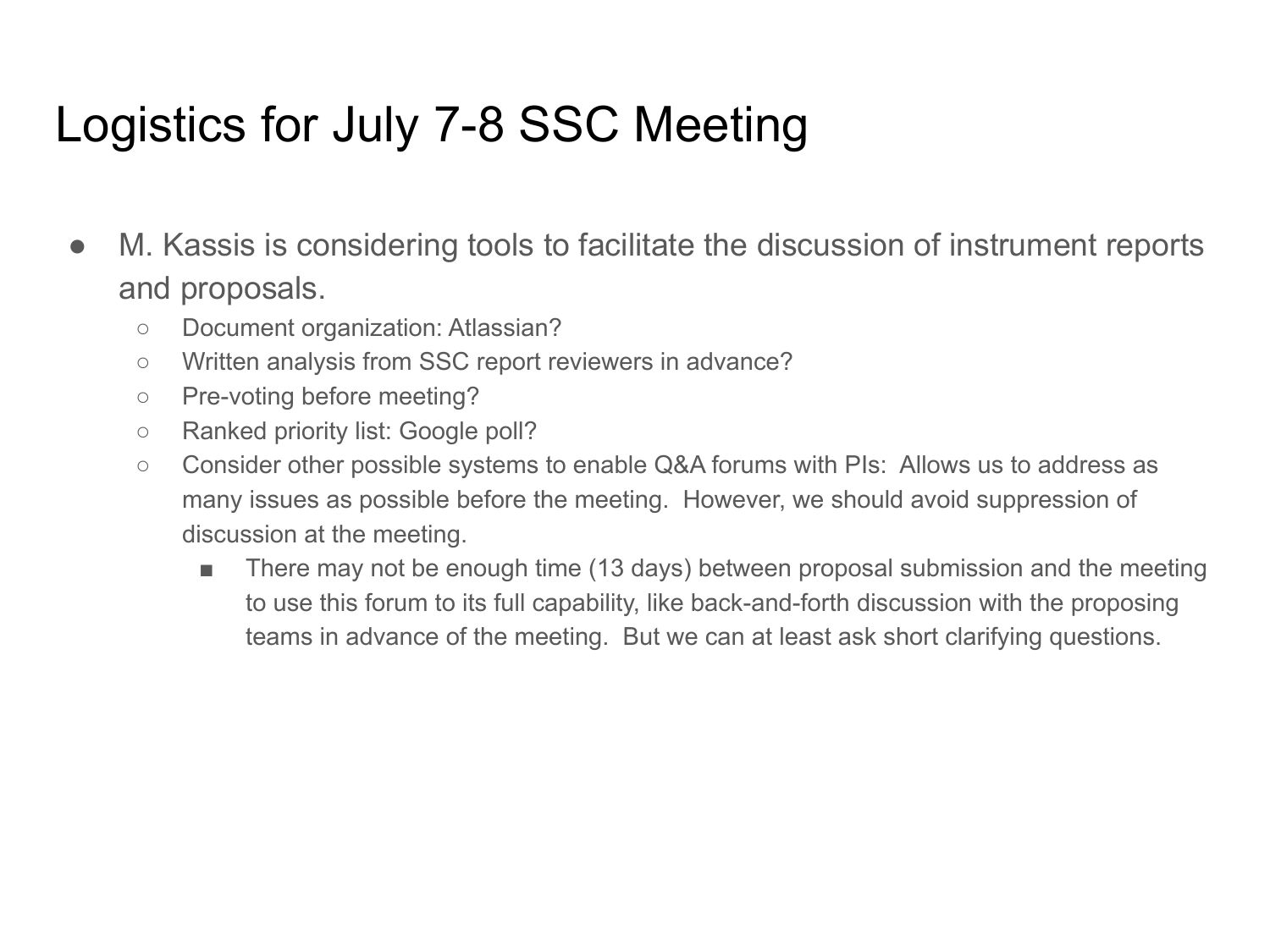# Logistics for July 7-8 SSC Meeting

- M. Kassis is considering tools to facilitate the discussion of instrument reports and proposals.
  - Document organization: Atlassian?
  - Written analysis from SSC report reviewers in advance?
  - Pre-voting before meeting?
  - Ranked priority list: Google poll?
  - Consider other possible systems to enable Q&A forums with PIs: Allows us to address as many issues as possible before the meeting. However, we should avoid suppression of discussion at the meeting.
    - There may not be enough time (13 days) between proposal submission and the meeting to use this forum to its full capability, like back-and-forth discussion with the proposing teams in advance of the meeting. But we can at least ask short clarifying questions.